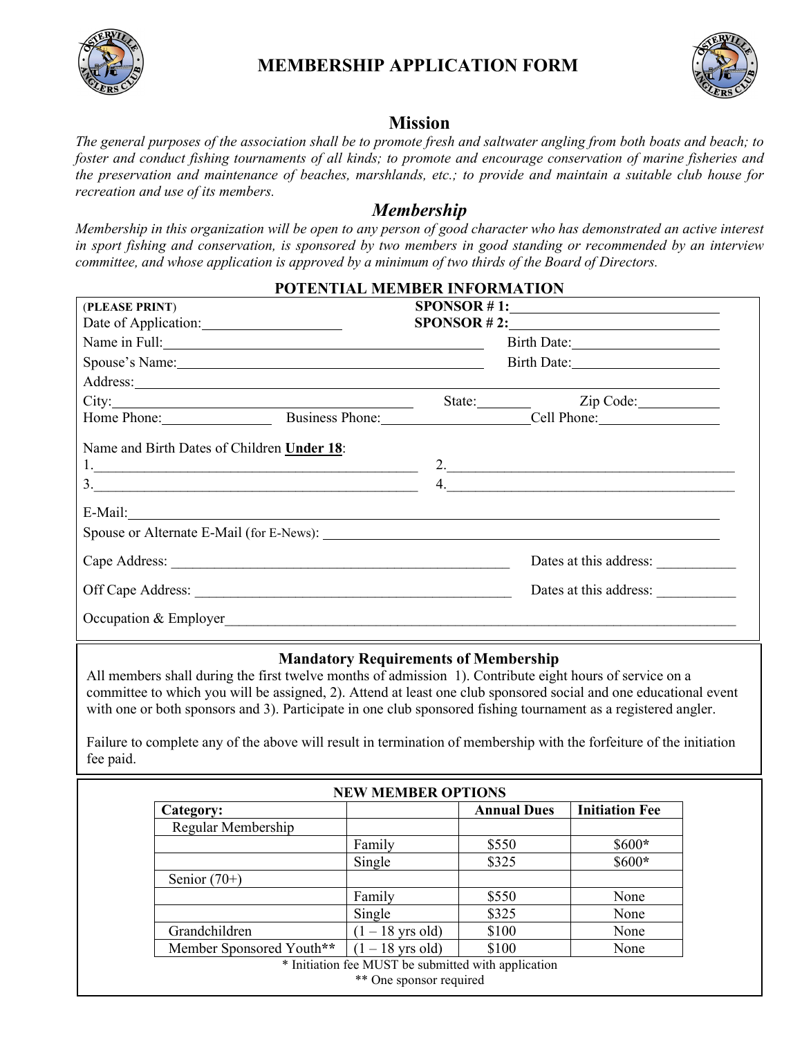# MEMBERSHIP APPLICATION FORM

## Mission

*The general purposes of the association shall be to promote fresh and saltwater angling from both boats and beach; to foster and conduct fishing tournaments of all kinds; to promote and encourage conservation of marine fisheries and the preservation and maintenance of beaches, marshlands, etc.; to provide and maintain a suitable club house for recreation and use of its members.*

## *Membership*

*Membership in this organization will be open to any person of good character who has demonstrated an active interest in sport fishing and conservation, is sponsored by two members in good standing or recommended by an interview committee, and whose application is approved by a minimum of two thirds of the Board of Directors.*

### POTENTIAL MEMBER INFORMATION

(**PLEASE PRINT**)

Date of Application:____________________ **SPONSOR # 1:**______________________________

**SPONSOR # 2:**______________________________

Name in Full:______________________________________________ Birth Date:____________________

Spouse's Name:____________________________________________ Birth Date:____________________

Address:______________________________________________________________________________

City:__________________________________________ State:________ Zip Code:____________

Home Phone:________________ Business Phone:____________________ Cell Phone:_________________

Name and Birth Dates of Children **Under 18**:

1.______________________________________________ 2.________________________________________

3.______________________________________________ 4.________________________________________

E-Mail:________________________________________________________________________________

Spouse or Alternate E-Mail (for E-News): _____________________________________________________

Cape Address: ________________________________________________ Dates at this address: ___________

Off Cape Address: _____________________________________________ Dates at this address: ___________

Occupation & Employer_________________________________________________________________

### Mandatory Requirements of Membership

All members shall during the first twelve months of admission 1). Contribute eight hours of service on a committee to which you will be assigned, 2). Attend at least one club sponsored social and one educational event with one or both sponsors and 3). Participate in one club sponsored fishing tournament as a registered angler.

Failure to complete any of the above will result in termination of membership with the forfeiture of the initiation fee paid.

### NEW MEMBER OPTIONS

| **Category:** | | **Annual Dues** | **Initiation Fee** |
|---|---|---|---|
| Regular Membership | | | |
| | Family | $550 | $600* |
| | Single | $325 | $600* |
| Senior (70+) | | | |
| | Family | $550 | None |
| | Single | $325 | None |
| Grandchildren | (1 – 18 yrs old) | $100 | None |
| Member Sponsored Youth** | (1 – 18 yrs old) | $100 | None |

\* Initiation fee MUST be submitted with application

** One sponsor required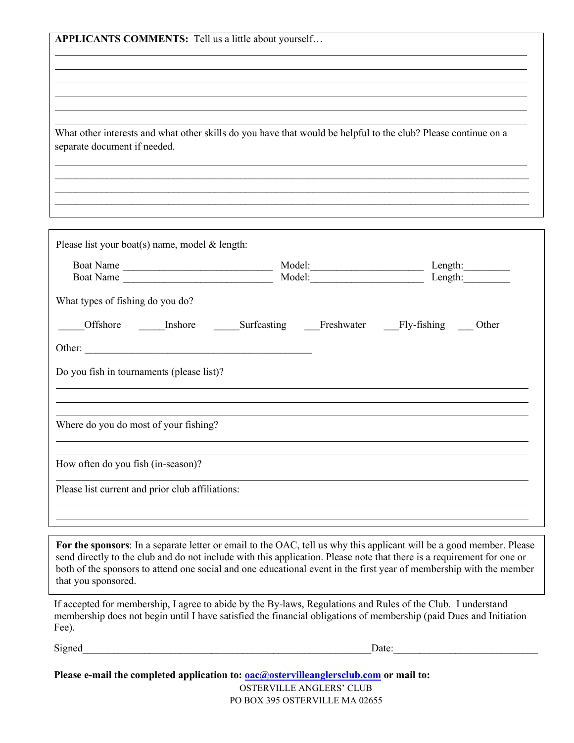**APPLICANTS COMMENTS:** Tell us a little about yourself…

______________________________________________________________________________

______________________________________________________________________________

______________________________________________________________________________

______________________________________________________________________________

______________________________________________________________________________

______________________________________________________________________________

What other interests and what other skills do you have that would be helpful to the club? Please continue on a separate document if needed.

______________________________________________________________________________

______________________________________________________________________________

______________________________________________________________________________

______________________________________________________________________________

Please list your boat(s) name, model & length:

Boat Name ____________________________ Model:_____________________ Length:_________

Boat Name ____________________________ Model:_____________________ Length:_________

What types of fishing do you do?

_____Offshore _____Inshore _____Surfcasting ___Freshwater ___Fly-fishing ___ Other

Other: ____________________________________________

Do you fish in tournaments (please list)?

______________________________________________________________________________

______________________________________________________________________________

______________________________________________________________________________

Where do you do most of your fishing?

______________________________________________________________________________

______________________________________________________________________________

How often do you fish (in-season)?

______________________________________________________________________________

Please list current and prior club affiliations:

______________________________________________________________________________

______________________________________________________________________________

**For the sponsors**: In a separate letter or email to the OAC, tell us why this applicant will be a good member. Please send directly to the club and do not include with this application. Please note that there is a requirement for one or both of the sponsors to attend one social and one educational event in the first year of membership with the member that you sponsored.

If accepted for membership, I agree to abide by the By-laws, Regulations and Rules of the Club. I understand membership does not begin until I have satisfied the financial obligations of membership (paid Dues and Initiation Fee).

Signed_______________________________________________________Date:___________________________

**Please e-mail the completed application to: oac@ostervilleanglersclub.com or mail to:**

OSTERVILLE ANGLERS' CLUB
PO BOX 395 OSTERVILLE MA 02655